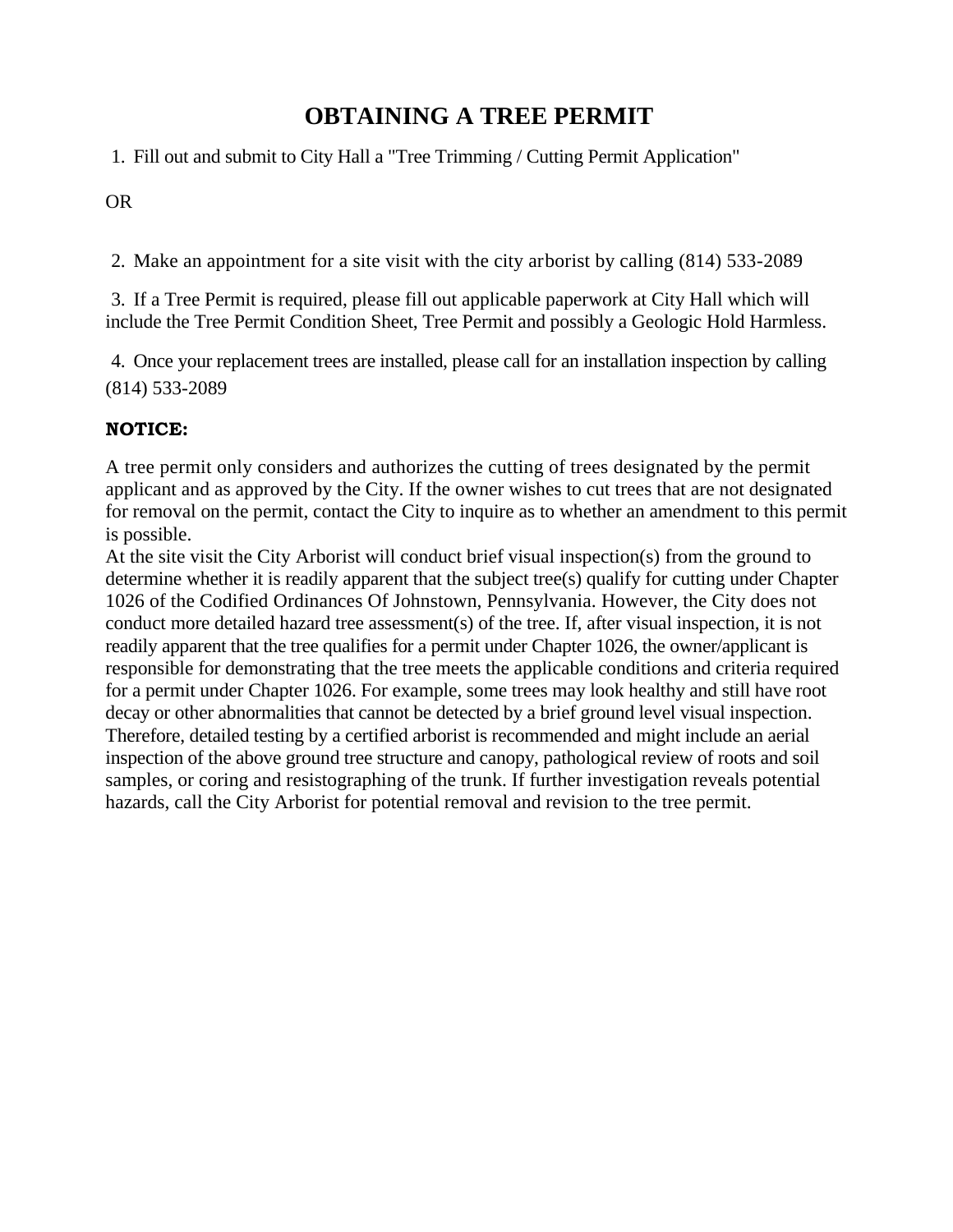# OBTAINING A TREE PERMIT

1. Fill out and submit to City Hall a "Tree Trimming / Cutting Permit Application"

OR

2. Make an appointment for a site visit with the city arborist by calling (814) 533-2089

3. If a Tree Permit is required, please fill out applicable paperwork at City Hall which will include the Tree Permit Condition Sheet, Tree Permit and possibly a Geologic Hold Harmless.

4. Once your replacement trees are installed, please call for an installation inspection by calling (814) 533-2089

**NOTICE:**

A tree permit only considers and authorizes the cutting of trees designated by the permit applicant and as approved by the City. If the owner wishes to cut trees that are not designated for removal on the permit, contact the City to inquire as to whether an amendment to this permit is possible.
At the site visit the City Arborist will conduct brief visual inspection(s) from the ground to determine whether it is readily apparent that the subject tree(s) qualify for cutting under Chapter 1026 of the Codified Ordinances Of Johnstown, Pennsylvania. However, the City does not conduct more detailed hazard tree assessment(s) of the tree. If, after visual inspection, it is not readily apparent that the tree qualifies for a permit under Chapter 1026, the owner/applicant is responsible for demonstrating that the tree meets the applicable conditions and criteria required for a permit under Chapter 1026. For example, some trees may look healthy and still have root decay or other abnormalities that cannot be detected by a brief ground level visual inspection. Therefore, detailed testing by a certified arborist is recommended and might include an aerial inspection of the above ground tree structure and canopy, pathological review of roots and soil samples, or coring and resistographing of the trunk. If further investigation reveals potential hazards, call the City Arborist for potential removal and revision to the tree permit.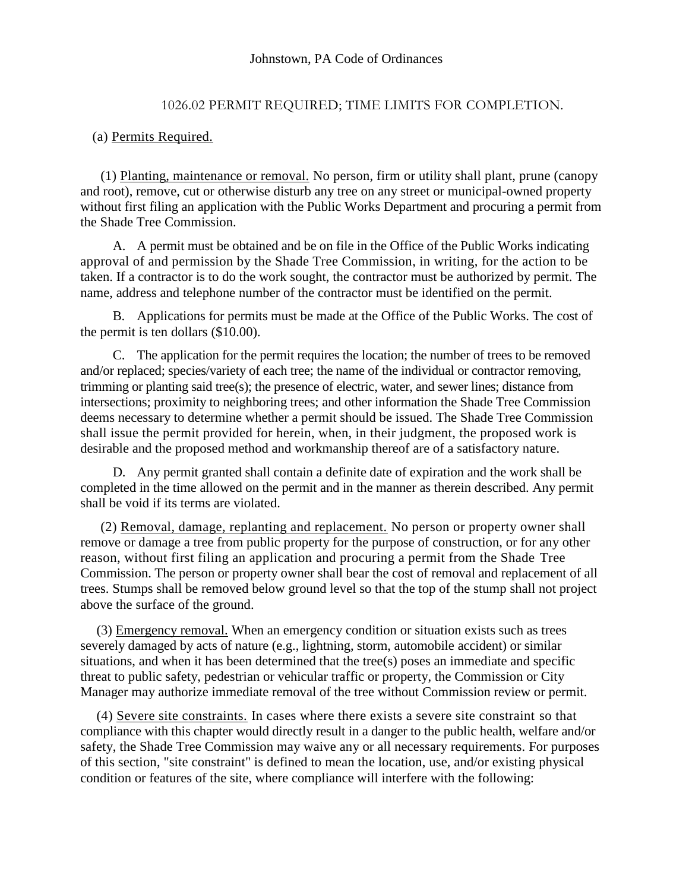Johnstown, PA Code of Ordinances

## 1026.02 PERMIT REQUIRED; TIME LIMITS FOR COMPLETION.

(a) Permits Required.

(1) Planting, maintenance or removal. No person, firm or utility shall plant, prune (canopy and root), remove, cut or otherwise disturb any tree on any street or municipal-owned property without first filing an application with the Public Works Department and procuring a permit from the Shade Tree Commission.

A. A permit must be obtained and be on file in the Office of the Public Works indicating approval of and permission by the Shade Tree Commission, in writing, for the action to be taken. If a contractor is to do the work sought, the contractor must be authorized by permit. The name, address and telephone number of the contractor must be identified on the permit.

B. Applications for permits must be made at the Office of the Public Works. The cost of the permit is ten dollars ($10.00).

C. The application for the permit requires the location; the number of trees to be removed and/or replaced; species/variety of each tree; the name of the individual or contractor removing, trimming or planting said tree(s); the presence of electric, water, and sewer lines; distance from intersections; proximity to neighboring trees; and other information the Shade Tree Commission deems necessary to determine whether a permit should be issued. The Shade Tree Commission shall issue the permit provided for herein, when, in their judgment, the proposed work is desirable and the proposed method and workmanship thereof are of a satisfactory nature.

D. Any permit granted shall contain a definite date of expiration and the work shall be completed in the time allowed on the permit and in the manner as therein described. Any permit shall be void if its terms are violated.

(2) Removal, damage, replanting and replacement. No person or property owner shall remove or damage a tree from public property for the purpose of construction, or for any other reason, without first filing an application and procuring a permit from the Shade Tree Commission. The person or property owner shall bear the cost of removal and replacement of all trees. Stumps shall be removed below ground level so that the top of the stump shall not project above the surface of the ground.

(3) Emergency removal. When an emergency condition or situation exists such as trees severely damaged by acts of nature (e.g., lightning, storm, automobile accident) or similar situations, and when it has been determined that the tree(s) poses an immediate and specific threat to public safety, pedestrian or vehicular traffic or property, the Commission or City Manager may authorize immediate removal of the tree without Commission review or permit.

(4) Severe site constraints. In cases where there exists a severe site constraint so that compliance with this chapter would directly result in a danger to the public health, welfare and/or safety, the Shade Tree Commission may waive any or all necessary requirements. For purposes of this section, "site constraint" is defined to mean the location, use, and/or existing physical condition or features of the site, where compliance will interfere with the following: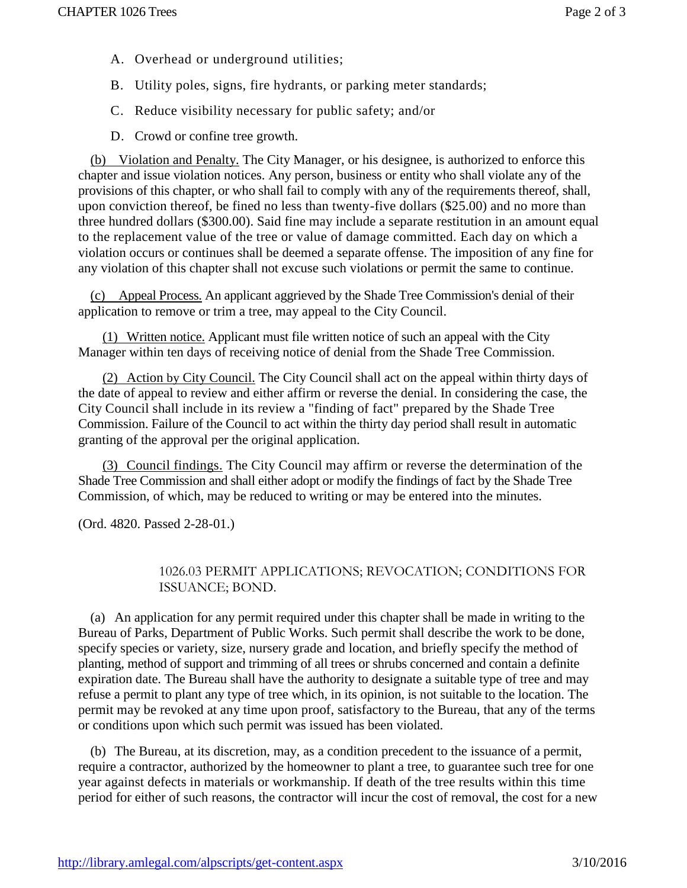A. Overhead or underground utilities;

B. Utility poles, signs, fire hydrants, or parking meter standards;

C. Reduce visibility necessary for public safety; and/or

D. Crowd or confine tree growth.

(b) Violation and Penalty. The City Manager, or his designee, is authorized to enforce this chapter and issue violation notices. Any person, business or entity who shall violate any of the provisions of this chapter, or who shall fail to comply with any of the requirements thereof, shall, upon conviction thereof, be fined no less than twenty-five dollars ($25.00) and no more than three hundred dollars ($300.00). Said fine may include a separate restitution in an amount equal to the replacement value of the tree or value of damage committed. Each day on which a violation occurs or continues shall be deemed a separate offense. The imposition of any fine for any violation of this chapter shall not excuse such violations or permit the same to continue.

(c) Appeal Process. An applicant aggrieved by the Shade Tree Commission's denial of their application to remove or trim a tree, may appeal to the City Council.

(1) Written notice. Applicant must file written notice of such an appeal with the City Manager within ten days of receiving notice of denial from the Shade Tree Commission.

(2) Action by City Council. The City Council shall act on the appeal within thirty days of the date of appeal to review and either affirm or reverse the denial. In considering the case, the City Council shall include in its review a "finding of fact" prepared by the Shade Tree Commission. Failure of the Council to act within the thirty day period shall result in automatic granting of the approval per the original application.

(3) Council findings. The City Council may affirm or reverse the determination of the Shade Tree Commission and shall either adopt or modify the findings of fact by the Shade Tree Commission, of which, may be reduced to writing or may be entered into the minutes.

(Ord. 4820. Passed 2-28-01.)

## 1026.03 PERMIT APPLICATIONS; REVOCATION; CONDITIONS FOR ISSUANCE; BOND.

(a) An application for any permit required under this chapter shall be made in writing to the Bureau of Parks, Department of Public Works. Such permit shall describe the work to be done, specify species or variety, size, nursery grade and location, and briefly specify the method of planting, method of support and trimming of all trees or shrubs concerned and contain a definite expiration date. The Bureau shall have the authority to designate a suitable type of tree and may refuse a permit to plant any type of tree which, in its opinion, is not suitable to the location. The permit may be revoked at any time upon proof, satisfactory to the Bureau, that any of the terms or conditions upon which such permit was issued has been violated.

(b) The Bureau, at its discretion, may, as a condition precedent to the issuance of a permit, require a contractor, authorized by the homeowner to plant a tree, to guarantee such tree for one year against defects in materials or workmanship. If death of the tree results within this time period for either of such reasons, the contractor will incur the cost of removal, the cost for a new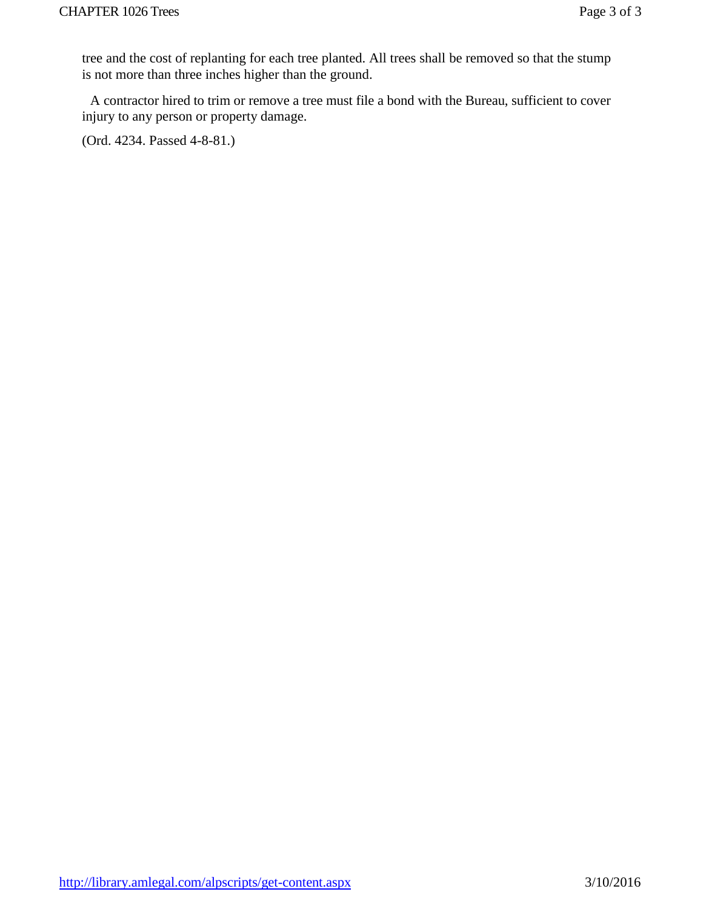tree and the cost of replanting for each tree planted. All trees shall be removed so that the stump is not more than three inches higher than the ground.

A contractor hired to trim or remove a tree must file a bond with the Bureau, sufficient to cover injury to any person or property damage.

(Ord. 4234. Passed 4-8-81.)